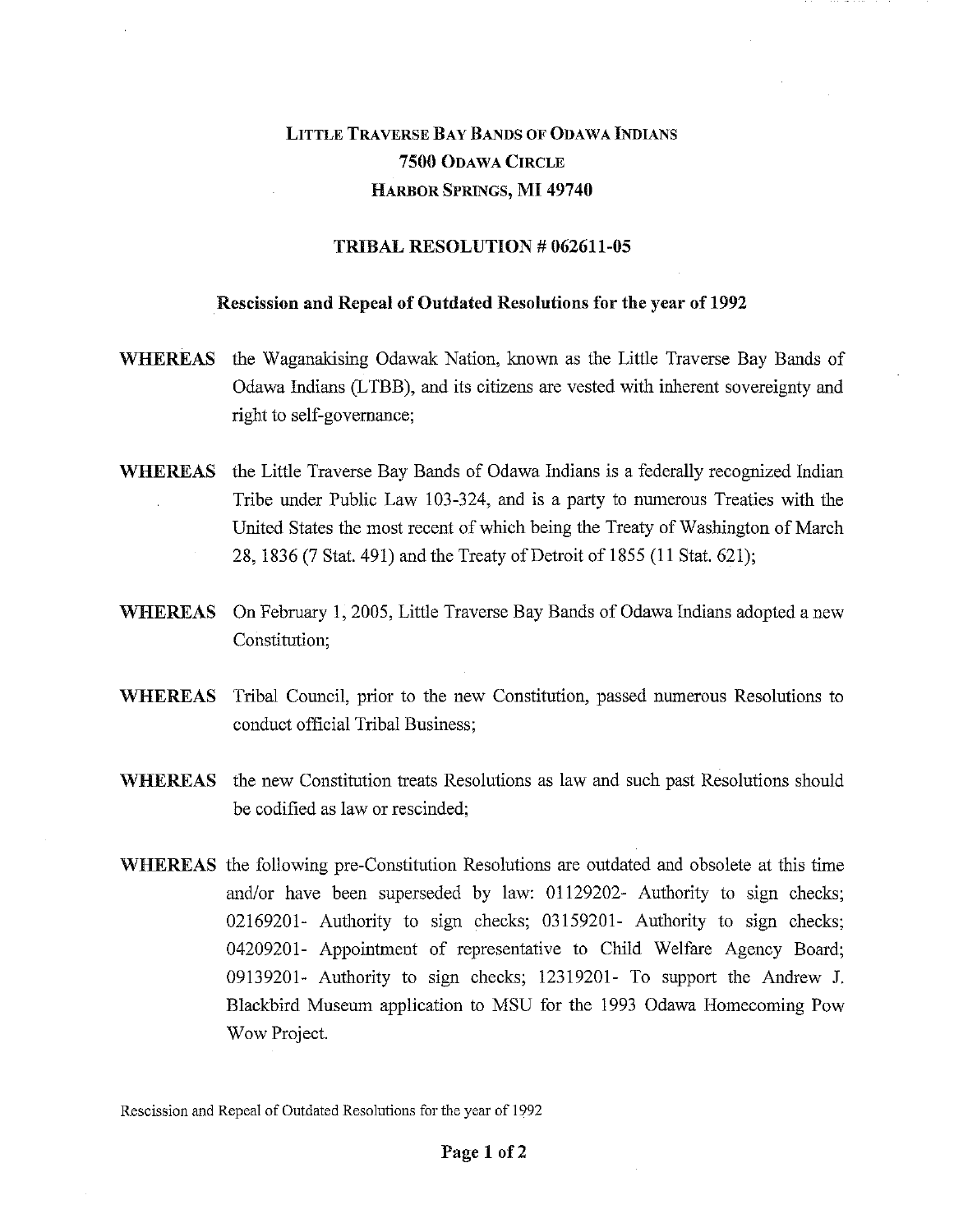# Little Traverse Bay Bands of Odawa Indians
## 7500 Odawa Circle
## Harbor Springs, MI 49740

### TRIBAL RESOLUTION # 062611-05

**Rescission and Repeal of Outdated Resolutions for the year of 1992**

**WHEREAS** the Waganakising Odawak Nation, known as the Little Traverse Bay Bands of Odawa Indians (LTBB), and its citizens are vested with inherent sovereignty and right to self-governance;

**WHEREAS** the Little Traverse Bay Bands of Odawa Indians is a federally recognized Indian Tribe under Public Law 103-324, and is a party to numerous Treaties with the United States the most recent of which being the Treaty of Washington of March 28, 1836 (7 Stat. 491) and the Treaty of Detroit of 1855 (11 Stat. 621);

**WHEREAS** On February 1, 2005, Little Traverse Bay Bands of Odawa Indians adopted a new Constitution;

**WHEREAS** Tribal Council, prior to the new Constitution, passed numerous Resolutions to conduct official Tribal Business;

**WHEREAS** the new Constitution treats Resolutions as law and such past Resolutions should be codified as law or rescinded;

**WHEREAS** the following pre-Constitution Resolutions are outdated and obsolete at this time and/or have been superseded by law: 01129202- Authority to sign checks; 02169201- Authority to sign checks; 03159201- Authority to sign checks; 04209201- Appointment of representative to Child Welfare Agency Board; 09139201- Authority to sign checks; 12319201- To support the Andrew J. Blackbird Museum application to MSU for the 1993 Odawa Homecoming Pow Wow Project.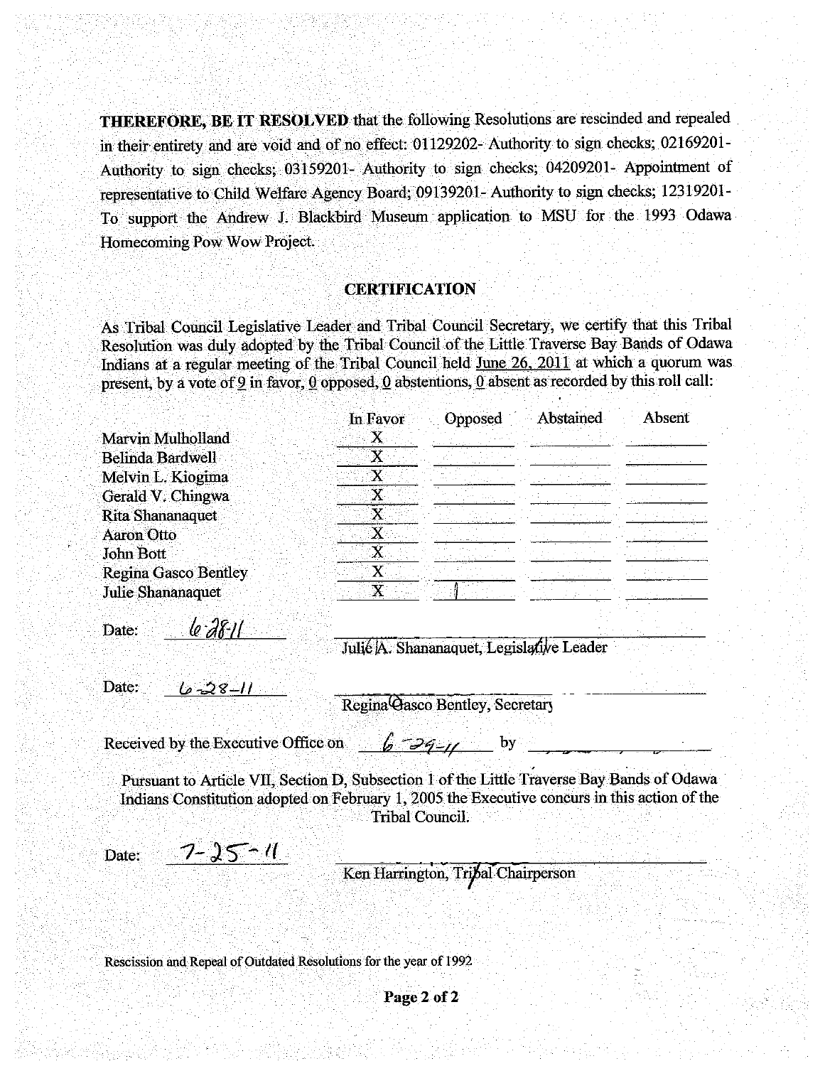**THEREFORE, BE IT RESOLVED** that the following Resolutions are rescinded and repealed in their entirety and are void and of no effect: 01129202- Authority to sign checks; 02169201- Authority to sign checks; 03159201- Authority to sign checks; 04209201- Appointment of representative to Child Welfare Agency Board; 09139201- Authority to sign checks; 12319201- To support the Andrew J. Blackbird Museum application to MSU for the 1993 Odawa Homecoming Pow Wow Project.

## CERTIFICATION

As Tribal Council Legislative Leader and Tribal Council Secretary, we certify that this Tribal Resolution was duly adopted by the Tribal Council of the Little Traverse Bay Bands of Odawa Indians at a regular meeting of the Tribal Council held June 26, 2011 at which a quorum was present, by a vote of 9 in favor, 0 opposed, 0 abstentions, 0 absent as recorded by this roll call:

| | In Favor | Opposed | Abstained | Absent |
|---|---|---|---|---|
| Marvin Mulholland | X | | | |
| Belinda Bardwell | X | | | |
| Melvin L. Kiogima | X | | | |
| Gerald V. Chingwa | X | | | |
| Rita Shananaquet | X | | | |
| Aaron Otto | X | | | |
| John Bott | X | | | |
| Regina Gasco Bentley | X | | | |
| Julie Shananaquet | X | | | |

Date: 6-28-11

Julie A. Shananaquet, Legislative Leader

Date: 6-28-11

Regina Gasco Bentley, Secretary

Received by the Executive Office on 6-29-11 by

Pursuant to Article VII, Section D, Subsection 1 of the Little Traverse Bay Bands of Odawa Indians Constitution adopted on February 1, 2005 the Executive concurs in this action of the Tribal Council.

Date: 7-25-11

Ken Harrington, Tribal Chairperson

Rescission and Repeal of Outdated Resolutions for the year of 1992